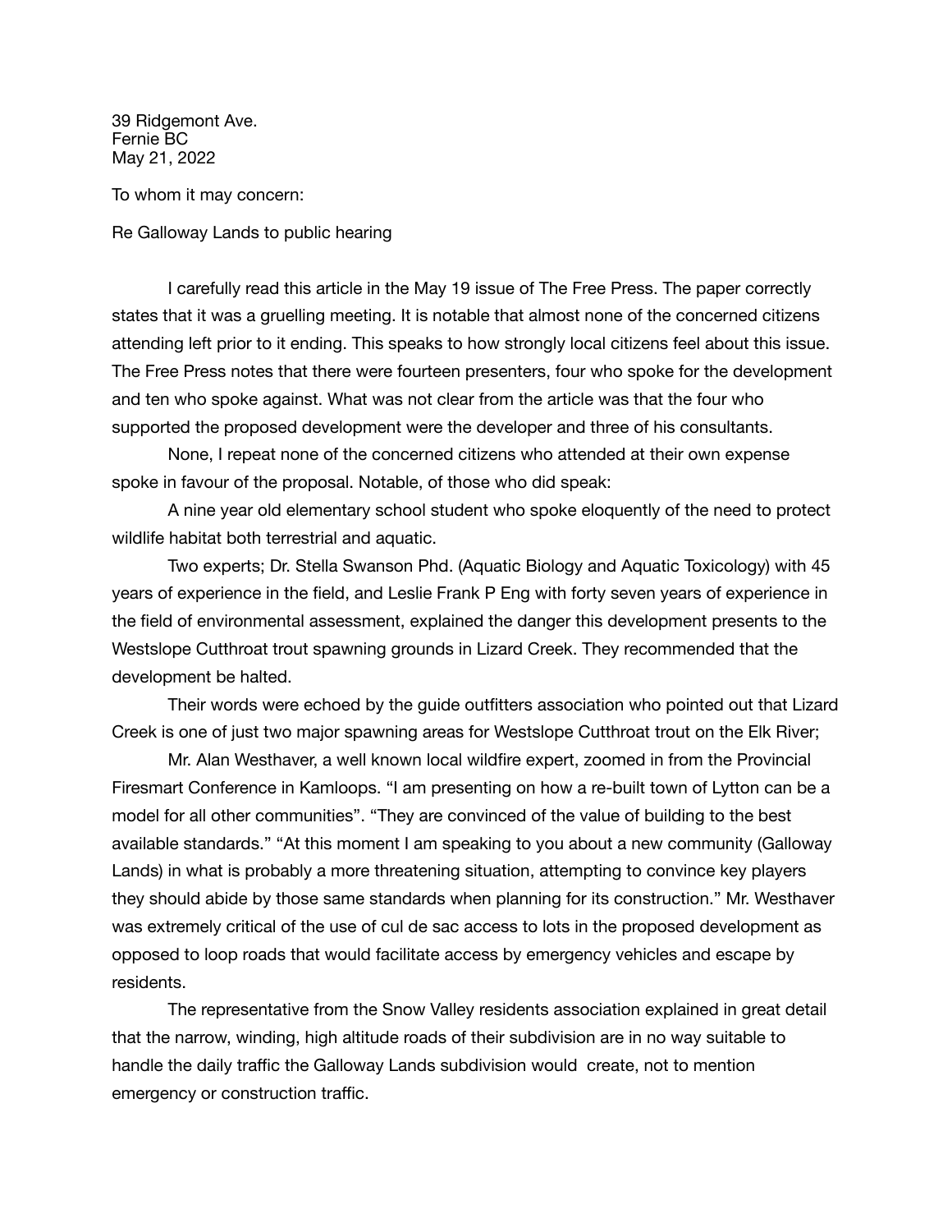39 Ridgemont Ave.  
Fernie BC  
May 21, 2022

To whom it may concern:

Re Galloway Lands to public hearing

I carefully read this article in the May 19 issue of The Free Press. The paper correctly states that it was a gruelling meeting. It is notable that almost none of the concerned citizens attending left prior to it ending. This speaks to how strongly local citizens feel about this issue. The Free Press notes that there were fourteen presenters, four who spoke for the development and ten who spoke against. What was not clear from the article was that the four who supported the proposed development were the developer and three of his consultants.

None, I repeat none of the concerned citizens who attended at their own expense spoke in favour of the proposal. Notable, of those who did speak:

A nine year old elementary school student who spoke eloquently of the need to protect wildlife habitat both terrestrial and aquatic.

Two experts; Dr. Stella Swanson Phd. (Aquatic Biology and Aquatic Toxicology) with 45 years of experience in the field, and Leslie Frank P Eng with forty seven years of experience in the field of environmental assessment, explained the danger this development presents to the Westslope Cutthroat trout spawning grounds in Lizard Creek. They recommended that the development be halted.

Their words were echoed by the guide outfitters association who pointed out that Lizard Creek is one of just two major spawning areas for Westslope Cutthroat trout on the Elk River;

Mr. Alan Westhaver, a well known local wildfire expert, zoomed in from the Provincial Firesmart Conference in Kamloops. "I am presenting on how a re-built town of Lytton can be a model for all other communities". "They are convinced of the value of building to the best available standards." "At this moment I am speaking to you about a new community (Galloway Lands) in what is probably a more threatening situation, attempting to convince key players they should abide by those same standards when planning for its construction." Mr. Westhaver was extremely critical of the use of cul de sac access to lots in the proposed development as opposed to loop roads that would facilitate access by emergency vehicles and escape by residents.

The representative from the Snow Valley residents association explained in great detail that the narrow, winding, high altitude roads of their subdivision are in no way suitable to handle the daily traffic the Galloway Lands subdivision would create, not to mention emergency or construction traffic.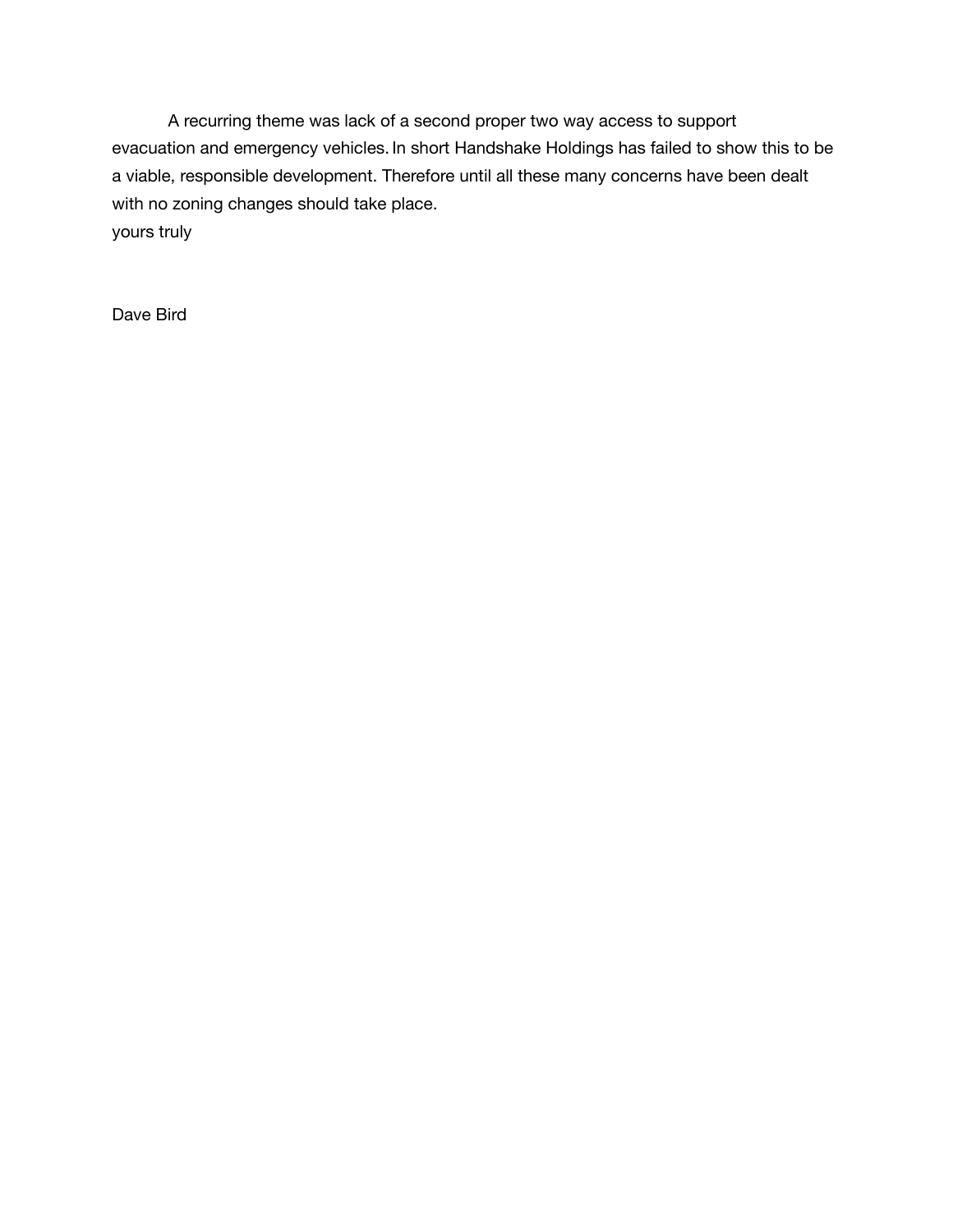A recurring theme was lack of a second proper two way access to support evacuation and emergency vehicles. In short Handshake Holdings has failed to show this to be a viable, responsible development. Therefore until all these many concerns have been dealt with no zoning changes should take place.

yours truly

Dave Bird